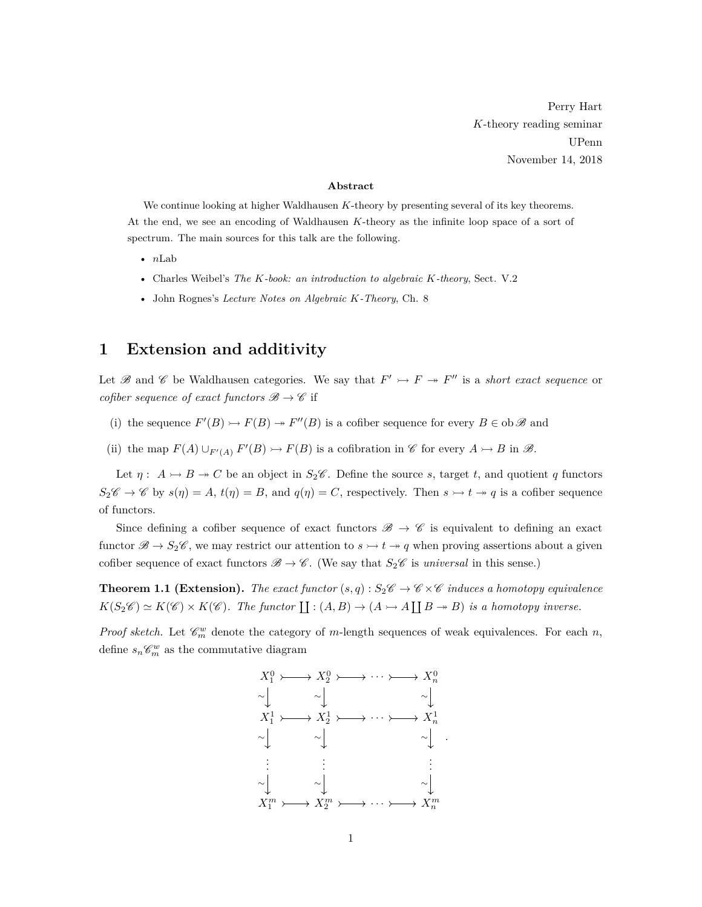Perry Hart
$K$-theory reading seminar
UPenn
November 14, 2018

**Abstract**

We continue looking at higher Waldhausen $K$-theory by presenting several of its key theorems. At the end, we see an encoding of Waldhausen $K$-theory as the infinite loop space of a sort of spectrum. The main sources for this talk are the following.

- $n$Lab
- Charles Weibel's *The K-book: an introduction to algebraic K-theory*, Sect. V.2
- John Rognes's *Lecture Notes on Algebraic K-Theory*, Ch. 8

# 1 Extension and additivity

Let $\mathscr{B}$ and $\mathscr{C}$ be Waldhausen categories. We say that $F' \rightarrowtail F \twoheadrightarrow F''$ is a *short exact sequence* or *cofiber sequence of exact functors* $\mathscr{B} \to \mathscr{C}$ if

(i) the sequence $F'(B) \rightarrowtail F(B) \twoheadrightarrow F''(B)$ is a cofiber sequence for every $B \in \operatorname{ob}\mathscr{B}$ and

(ii) the map $F(A) \cup_{F'(A)} F'(B) \rightarrowtail F(B)$ is a cofibration in $\mathscr{C}$ for every $A \rightarrowtail B$ in $\mathscr{B}$.

Let $\eta : \ A \rightarrowtail B \twoheadrightarrow C$ be an object in $S_2\mathscr{C}$. Define the source $s$, target $t$, and quotient $q$ functors $S_2\mathscr{C} \to \mathscr{C}$ by $s(\eta) = A$, $t(\eta) = B$, and $q(\eta) = C$, respectively. Then $s \rightarrowtail t \twoheadrightarrow q$ is a cofiber sequence of functors.

Since defining a cofiber sequence of exact functors $\mathscr{B} \to \mathscr{C}$ is equivalent to defining an exact functor $\mathscr{B} \to S_2\mathscr{C}$, we may restrict our attention to $s \rightarrowtail t \twoheadrightarrow q$ when proving assertions about a given cofiber sequence of exact functors $\mathscr{B} \to \mathscr{C}$. (We say that $S_2\mathscr{C}$ is *universal* in this sense.)

**Theorem 1.1 (Extension).** *The exact functor $(s, q) : S_2\mathscr{C} \to \mathscr{C} \times \mathscr{C}$ induces a homotopy equivalence $K(S_2\mathscr{C}) \simeq K(\mathscr{C}) \times K(\mathscr{C})$. The functor $\coprod : (A, B) \to (A \rightarrowtail A \coprod B \twoheadrightarrow B)$ is a homotopy inverse.*

*Proof sketch.* Let $\mathscr{C}^w_m$ denote the category of $m$-length sequences of weak equivalences. For each $n$, define $s_n\mathscr{C}^w_m$ as the commutative diagram

$$
\begin{array}{ccccccc}
X^0_1 & \rightarrowtail & X^0_2 & \rightarrowtail & \cdots & \rightarrowtail & X^0_n \\
\sim\downarrow & & \sim\downarrow & & & & \sim\downarrow \\
X^1_1 & \rightarrowtail & X^1_2 & \rightarrowtail & \cdots & \rightarrowtail & X^1_n \\
\sim\downarrow & & \sim\downarrow & & & & \sim\downarrow \\
\vdots & & \vdots & & & & \vdots \\
\sim\downarrow & & \sim\downarrow & & & & \sim\downarrow \\
X^m_1 & \rightarrowtail & X^m_2 & \rightarrowtail & \cdots & \rightarrowtail & X^m_n
\end{array}
.
$$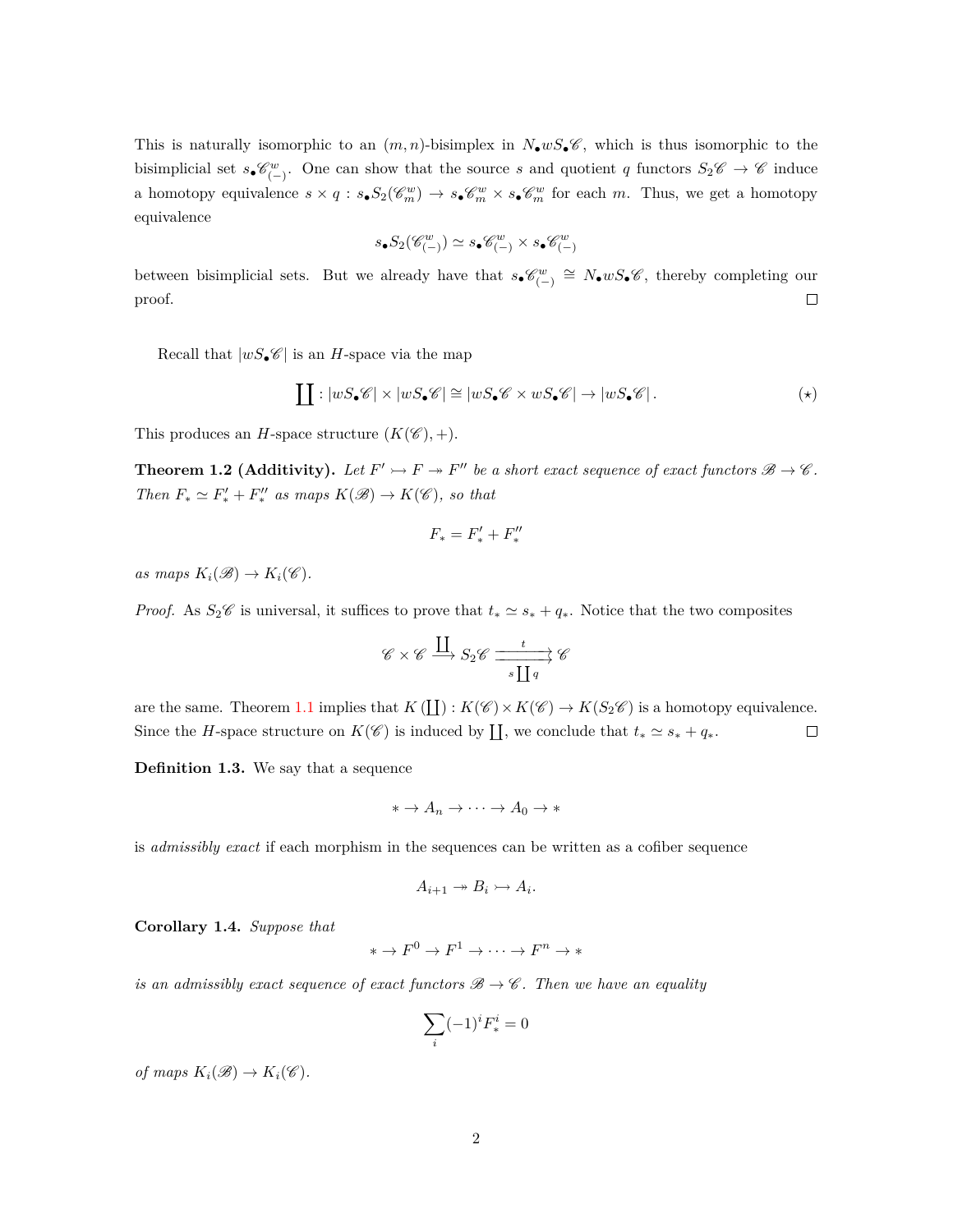This is naturally isomorphic to an $(m,n)$-bisimplex in $N_\bullet wS_\bullet \mathscr{C}$, which is thus isomorphic to the bisimplicial set $s_\bullet \mathscr{C}^w_{(-)}$. One can show that the source $s$ and quotient $q$ functors $S_2\mathscr{C} \to \mathscr{C}$ induce a homotopy equivalence $s \times q : s_\bullet S_2(\mathscr{C}^w_m) \to s_\bullet \mathscr{C}^w_m \times s_\bullet \mathscr{C}^w_m$ for each $m$. Thus, we get a homotopy equivalence

$$s_\bullet S_2(\mathscr{C}^w_{(-)}) \simeq s_\bullet \mathscr{C}^w_{(-)} \times s_\bullet \mathscr{C}^w_{(-)}$$

between bisimplicial sets. But we already have that $s_\bullet \mathscr{C}^w_{(-)} \cong N_\bullet wS_\bullet \mathscr{C}$, thereby completing our proof. ∎

Recall that $|wS_\bullet \mathscr{C}|$ is an $H$-space via the map

$$\coprod : |wS_\bullet \mathscr{C}| \times |wS_\bullet \mathscr{C}| \cong |wS_\bullet \mathscr{C} \times wS_\bullet \mathscr{C}| \to |wS_\bullet \mathscr{C}|. \qquad (\star)$$

This produces an $H$-space structure $(K(\mathscr{C}), +)$.

**Theorem 1.2 (Additivity).** *Let $F' \rightarrowtail F \twoheadrightarrow F''$ be a short exact sequence of exact functors $\mathscr{B} \to \mathscr{C}$. Then $F_* \simeq F'_* + F''_*$ as maps $K(\mathscr{B}) \to K(\mathscr{C})$, so that*

$$F_* = F'_* + F''_*$$

*as maps $K_i(\mathscr{B}) \to K_i(\mathscr{C})$.*

*Proof.* As $S_2\mathscr{C}$ is universal, it suffices to prove that $t_* \simeq s_* + q_*$. Notice that the two composites

$$\mathscr{C} \times \mathscr{C} \xrightarrow{\coprod} S_2\mathscr{C} \underset{s \coprod q}{\overset{t}{\rightrightarrows}} \mathscr{C}$$

are the same. Theorem 1.1 implies that $K(\coprod) : K(\mathscr{C}) \times K(\mathscr{C}) \to K(S_2\mathscr{C})$ is a homotopy equivalence. Since the $H$-space structure on $K(\mathscr{C})$ is induced by $\coprod$, we conclude that $t_* \simeq s_* + q_*$. ∎

**Definition 1.3.** We say that a sequence

$$* \to A_n \to \cdots \to A_0 \to *$$

is *admissibly exact* if each morphism in the sequences can be written as a cofiber sequence

$$A_{i+1} \twoheadrightarrow B_i \rightarrowtail A_i.$$

**Corollary 1.4.** *Suppose that*

$$* \to F^0 \to F^1 \to \cdots \to F^n \to *$$

*is an admissibly exact sequence of exact functors $\mathscr{B} \to \mathscr{C}$. Then we have an equality*

$$\sum_i (-1)^i F^i_* = 0$$

*of maps $K_i(\mathscr{B}) \to K_i(\mathscr{C})$.*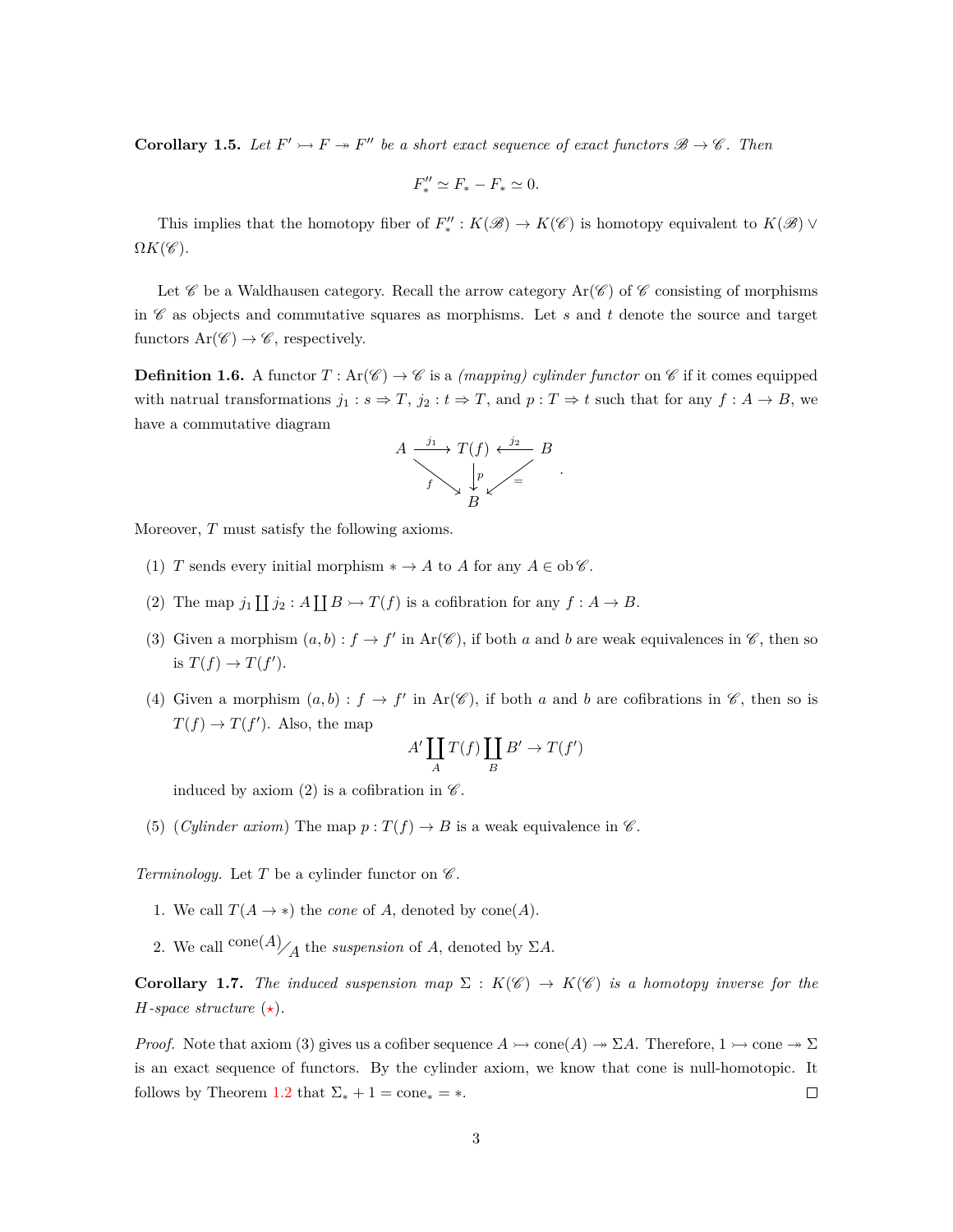**Corollary 1.5.** *Let $F' \rightarrowtail F \twoheadrightarrow F''$ be a short exact sequence of exact functors $\mathscr{B} \to \mathscr{C}$. Then*

$$F''_* \simeq F_* - F_* \simeq 0.$$

This implies that the homotopy fiber of $F''_* : K(\mathscr{B}) \to K(\mathscr{C})$ is homotopy equivalent to $K(\mathscr{B}) \vee \Omega K(\mathscr{C})$.

Let $\mathscr{C}$ be a Waldhausen category. Recall the arrow category $\mathrm{Ar}(\mathscr{C})$ of $\mathscr{C}$ consisting of morphisms in $\mathscr{C}$ as objects and commutative squares as morphisms. Let $s$ and $t$ denote the source and target functors $\mathrm{Ar}(\mathscr{C}) \to \mathscr{C}$, respectively.

**Definition 1.6.** A functor $T : \mathrm{Ar}(\mathscr{C}) \to \mathscr{C}$ is a *(mapping) cylinder functor* on $\mathscr{C}$ if it comes equipped with natrual transformations $j_1 : s \Rightarrow T$, $j_2 : t \Rightarrow T$, and $p : T \Rightarrow t$ such that for any $f : A \to B$, we have a commutative diagram

$$\begin{array}{ccccc} A & \xrightarrow{j_1} & T(f) & \xleftarrow{j_2} & B \\ & {\scriptstyle f}\searrow & \downarrow{\scriptstyle p} & \swarrow{\scriptstyle =} & \\ & & B & & \end{array}.$$

Moreover, $T$ must satisfy the following axioms.

(1) $T$ sends every initial morphism $* \to A$ to $A$ for any $A \in \mathrm{ob}\,\mathscr{C}$.

(2) The map $j_1 \coprod j_2 : A \coprod B \rightarrowtail T(f)$ is a cofibration for any $f : A \to B$.

(3) Given a morphism $(a, b) : f \to f'$ in $\mathrm{Ar}(\mathscr{C})$, if both $a$ and $b$ are weak equivalences in $\mathscr{C}$, then so is $T(f) \to T(f')$.

(4) Given a morphism $(a, b) : f \to f'$ in $\mathrm{Ar}(\mathscr{C})$, if both $a$ and $b$ are cofibrations in $\mathscr{C}$, then so is $T(f) \to T(f')$. Also, the map

$$A' \coprod_A T(f) \coprod_B B' \to T(f')$$

induced by axiom (2) is a cofibration in $\mathscr{C}$.

(5) (*Cylinder axiom*) The map $p : T(f) \to B$ is a weak equivalence in $\mathscr{C}$.

*Terminology.* Let $T$ be a cylinder functor on $\mathscr{C}$.

1. We call $T(A \to *)$ the *cone* of $A$, denoted by $\mathrm{cone}(A)$.
2. We call $\mathrm{cone}(A)/A$ the *suspension* of $A$, denoted by $\Sigma A$.

**Corollary 1.7.** *The induced suspension map $\Sigma : K(\mathscr{C}) \to K(\mathscr{C})$ is a homotopy inverse for the H-space structure ($\star$).*

*Proof.* Note that axiom (3) gives us a cofiber sequence $A \rightarrowtail \mathrm{cone}(A) \twoheadrightarrow \Sigma A$. Therefore, $1 \rightarrowtail \mathrm{cone} \twoheadrightarrow \Sigma$ is an exact sequence of functors. By the cylinder axiom, we know that cone is null-homotopic. It follows by Theorem 1.2 that $\Sigma_* + 1 = \mathrm{cone}_* = *$. $\square$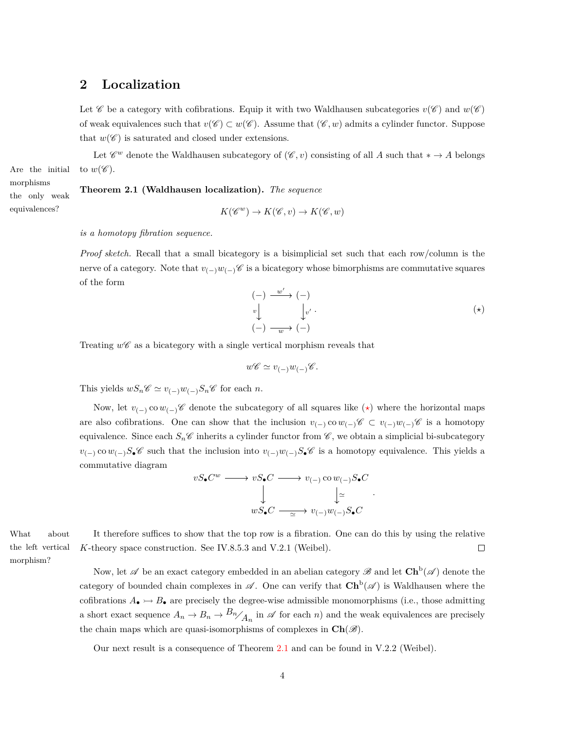## 2 Localization

Let $\mathscr{C}$ be a category with cofibrations. Equip it with two Waldhausen subcategories $v(\mathscr{C})$ and $w(\mathscr{C})$ of weak equivalences such that $v(\mathscr{C}) \subset w(\mathscr{C})$. Assume that $(\mathscr{C}, w)$ admits a cylinder functor. Suppose that $w(\mathscr{C})$ is saturated and closed under extensions.

Let $\mathscr{C}^w$ denote the Waldhausen subcategory of $(\mathscr{C}, v)$ consisting of all $A$ such that $* \to A$ belongs to $w(\mathscr{C})$.

Are the initial morphisms the only weak equivalences?

**Theorem 2.1 (Waldhausen localization).** *The sequence*

$$K(\mathscr{C}^w) \to K(\mathscr{C}, v) \to K(\mathscr{C}, w)$$

*is a homotopy fibration sequence.*

*Proof sketch.* Recall that a small bicategory is a bisimplicial set such that each row/column is the nerve of a category. Note that $v_{(-)}w_{(-)}\mathscr{C}$ is a bicategory whose bimorphisms are commutative squares of the form

$$\begin{array}{ccc} (-) & \xrightarrow{w'} & (-) \\ {\scriptstyle v}\downarrow & & \downarrow{\scriptstyle v'} \\ (-) & \xrightarrow[w]{} & (-) \end{array} . \qquad (\star)$$

Treating $w\mathscr{C}$ as a bicategory with a single vertical morphism reveals that

$$w\mathscr{C} \simeq v_{(-)}w_{(-)}\mathscr{C}.$$

This yields $wS_n\mathscr{C} \simeq v_{(-)}w_{(-)}S_n\mathscr{C}$ for each $n$.

Now, let $v_{(-)}\operatorname{co}w_{(-)}\mathscr{C}$ denote the subcategory of all squares like ($\star$) where the horizontal maps are also cofibrations. One can show that the inclusion $v_{(-)}\operatorname{co}w_{(-)}\mathscr{C} \subset v_{(-)}w_{(-)}\mathscr{C}$ is a homotopy equivalence. Since each $S_n\mathscr{C}$ inherits a cylinder functor from $\mathscr{C}$, we obtain a simplicial bi-subcategory $v_{(-)}\operatorname{co}w_{(-)}S_\bullet\mathscr{C}$ such that the inclusion into $v_{(-)}w_{(-)}S_\bullet\mathscr{C}$ is a homotopy equivalence. This yields a commutative diagram

$$\begin{array}{ccccc} vS_\bullet C^w & \longrightarrow & vS_\bullet C & \longrightarrow & v_{(-)}\operatorname{co}w_{(-)}S_\bullet C \\ & & \downarrow & & \downarrow{\scriptstyle \simeq} \\ & & wS_\bullet C & \xrightarrow[\simeq]{} & v_{(-)}w_{(-)}S_\bullet C \end{array} .$$

What about the left vertical morphism?

It therefore suffices to show that the top row is a fibration. One can do this by using the relative $K$-theory space construction. See IV.8.5.3 and V.2.1 (Weibel). $\square$

Now, let $\mathscr{A}$ be an exact category embedded in an abelian category $\mathscr{B}$ and let $\mathbf{Ch}^{\mathrm{b}}(\mathscr{A})$ denote the category of bounded chain complexes in $\mathscr{A}$. One can verify that $\mathbf{Ch}^{\mathrm{b}}(\mathscr{A})$ is Waldhausen where the cofibrations $A_\bullet \rightarrowtail B_\bullet$ are precisely the degree-wise admissible monomorphisms (i.e., those admitting a short exact sequence $A_n \to B_n \to {B_n}/{A_n}$ in $\mathscr{A}$ for each $n$) and the weak equivalences are precisely the chain maps which are quasi-isomorphisms of complexes in $\mathbf{Ch}(\mathscr{B})$.

Our next result is a consequence of Theorem 2.1 and can be found in V.2.2 (Weibel).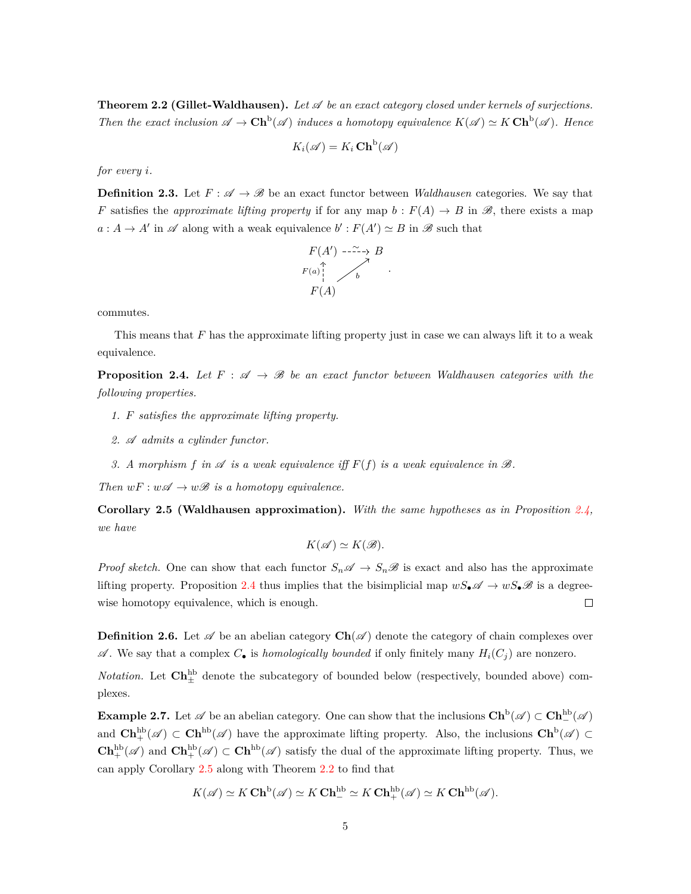**Theorem 2.2 (Gillet-Waldhausen).** *Let $\mathscr{A}$ be an exact category closed under kernels of surjections. Then the exact inclusion $\mathscr{A} \to \mathbf{Ch}^{\mathrm{b}}(\mathscr{A})$ induces a homotopy equivalence $K(\mathscr{A}) \simeq K\,\mathbf{Ch}^{\mathrm{b}}(\mathscr{A})$. Hence*

$$K_i(\mathscr{A}) = K_i\,\mathbf{Ch}^{\mathrm{b}}(\mathscr{A})$$

*for every $i$.*

**Definition 2.3.** Let $F : \mathscr{A} \to \mathscr{B}$ be an exact functor between *Waldhausen* categories. We say that $F$ satisfies the *approximate lifting property* if for any map $b : F(A) \to B$ in $\mathscr{B}$, there exists a map $a : A \to A'$ in $\mathscr{A}$ along with a weak equivalence $b' : F(A') \simeq B$ in $\mathscr{B}$ such that

$$\begin{array}{ccc} F(A') & \overset{\simeq}{\dashrightarrow} & B \\ {\scriptstyle F(a)}\uparrow & \nearrow_{b} & \\ F(A) & & \end{array}$$

commutes.

This means that $F$ has the approximate lifting property just in case we can always lift it to a weak equivalence.

**Proposition 2.4.** *Let $F : \mathscr{A} \to \mathscr{B}$ be an exact functor between Waldhausen categories with the following properties.*

1. *$F$ satisfies the approximate lifting property.*
2. *$\mathscr{A}$ admits a cylinder functor.*
3. *A morphism $f$ in $\mathscr{A}$ is a weak equivalence iff $F(f)$ is a weak equivalence in $\mathscr{B}$.*

*Then $wF : w\mathscr{A} \to w\mathscr{B}$ is a homotopy equivalence.*

**Corollary 2.5 (Waldhausen approximation).** *With the same hypotheses as in Proposition 2.4, we have*

$$K(\mathscr{A}) \simeq K(\mathscr{B}).$$

*Proof sketch.* One can show that each functor $S_n\mathscr{A} \to S_n\mathscr{B}$ is exact and also has the approximate lifting property. Proposition 2.4 thus implies that the bisimplicial map $wS_\bullet\mathscr{A} \to wS_\bullet\mathscr{B}$ is a degree-wise homotopy equivalence, which is enough. □

**Definition 2.6.** Let $\mathscr{A}$ be an abelian category $\mathbf{Ch}(\mathscr{A})$ denote the category of chain complexes over $\mathscr{A}$. We say that a complex $C_\bullet$ is *homologically bounded* if only finitely many $H_i(C_j)$ are nonzero.

*Notation.* Let $\mathbf{Ch}^{\mathrm{hb}}_{\pm}$ denote the subcategory of bounded below (respectively, bounded above) complexes.

**Example 2.7.** Let $\mathscr{A}$ be an abelian category. One can show that the inclusions $\mathbf{Ch}^{\mathrm{b}}(\mathscr{A}) \subset \mathbf{Ch}^{\mathrm{hb}}_{-}(\mathscr{A})$ and $\mathbf{Ch}^{\mathrm{hb}}_{+}(\mathscr{A}) \subset \mathbf{Ch}^{\mathrm{hb}}(\mathscr{A})$ have the approximate lifting property. Also, the inclusions $\mathbf{Ch}^{\mathrm{b}}(\mathscr{A}) \subset \mathbf{Ch}^{\mathrm{hb}}_{+}(\mathscr{A})$ and $\mathbf{Ch}^{\mathrm{hb}}_{+}(\mathscr{A}) \subset \mathbf{Ch}^{\mathrm{hb}}(\mathscr{A})$ satisfy the dual of the approximate lifting property. Thus, we can apply Corollary 2.5 along with Theorem 2.2 to find that

$$K(\mathscr{A}) \simeq K\,\mathbf{Ch}^{\mathrm{b}}(\mathscr{A}) \simeq K\,\mathbf{Ch}^{\mathrm{hb}}_{-} \simeq K\,\mathbf{Ch}^{\mathrm{hb}}_{+}(\mathscr{A}) \simeq K\,\mathbf{Ch}^{\mathrm{hb}}(\mathscr{A}).$$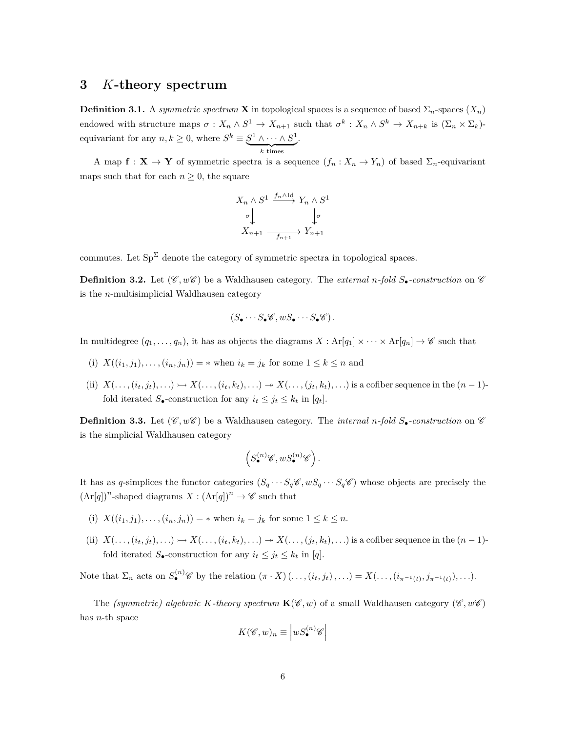## 3 $K$-theory spectrum

**Definition 3.1.** A *symmetric spectrum* $\mathbf{X}$ in topological spaces is a sequence of based $\Sigma_n$-spaces $(X_n)$ endowed with structure maps $\sigma : X_n \wedge S^1 \to X_{n+1}$ such that $\sigma^k : X_n \wedge S^k \to X_{n+k}$ is $(\Sigma_n \times \Sigma_k)$-equivariant for any $n, k \geq 0$, where $S^k \equiv \underbrace{S^1 \wedge \cdots \wedge S^1}_{k \text{ times}}$.

A map $\mathbf{f} : \mathbf{X} \to \mathbf{Y}$ of symmetric spectra is a sequence $(f_n : X_n \to Y_n)$ of based $\Sigma_n$-equivariant maps such that for each $n \geq 0$, the square

$$\begin{array}{ccc} X_n \wedge S^1 & \xrightarrow{f_n \wedge \mathrm{Id}} & Y_n \wedge S^1 \\ \sigma \big\downarrow & & \big\downarrow \sigma \\ X_{n+1} & \xrightarrow[f_{n+1}]{} & Y_{n+1} \end{array}$$

commutes. Let $\mathrm{Sp}^\Sigma$ denote the category of symmetric spectra in topological spaces.

**Definition 3.2.** Let $(\mathscr{C}, w\mathscr{C})$ be a Waldhausen category. The *external $n$-fold $S_\bullet$-construction* on $\mathscr{C}$ is the $n$-multisimplicial Waldhausen category

$$(S_\bullet \cdots S_\bullet \mathscr{C}, wS_\bullet \cdots S_\bullet \mathscr{C}).$$

In multidegree $(q_1, \ldots, q_n)$, it has as objects the diagrams $X : \mathrm{Ar}[q_1] \times \cdots \times \mathrm{Ar}[q_n] \to \mathscr{C}$ such that

(i) $X((i_1, j_1), \ldots, (i_n, j_n)) = *$ when $i_k = j_k$ for some $1 \leq k \leq n$ and

(ii) $X(\ldots, (i_t, j_t), \ldots) \rightarrowtail X(\ldots, (i_t, k_t), \ldots) \twoheadrightarrow X(\ldots, (j_t, k_t), \ldots)$ is a cofiber sequence in the $(n-1)$-fold iterated $S_\bullet$-construction for any $i_t \leq j_t \leq k_t$ in $[q_t]$.

**Definition 3.3.** Let $(\mathscr{C}, w\mathscr{C})$ be a Waldhausen category. The *internal $n$-fold $S_\bullet$-construction* on $\mathscr{C}$ is the simplicial Waldhausen category

$$\left(S_\bullet^{(n)}\mathscr{C}, wS_\bullet^{(n)}\mathscr{C}\right).$$

It has as $q$-simplices the functor categories $(S_q \cdots S_q \mathscr{C}, wS_q \cdots S_q \mathscr{C})$ whose objects are precisely the $(\mathrm{Ar}[q])^n$-shaped diagrams $X : (\mathrm{Ar}[q])^n \to \mathscr{C}$ such that

(i) $X((i_1, j_1), \ldots, (i_n, j_n)) = *$ when $i_k = j_k$ for some $1 \leq k \leq n$.

(ii) $X(\ldots, (i_t, j_t), \ldots) \rightarrowtail X(\ldots, (i_t, k_t), \ldots) \twoheadrightarrow X(\ldots, (j_t, k_t), \ldots)$ is a cofiber sequence in the $(n-1)$-fold iterated $S_\bullet$-construction for any $i_t \leq j_t \leq k_t$ in $[q]$.

Note that $\Sigma_n$ acts on $S_\bullet^{(n)}\mathscr{C}$ by the relation $(\pi \cdot X)(\ldots, (i_t, j_t), \ldots) = X(\ldots, (i_{\pi^{-1}(t)}, j_{\pi^{-1}(t)}), \ldots)$.

The *(symmetric) algebraic $K$-theory spectrum* $\mathbf{K}(\mathscr{C}, w)$ of a small Waldhausen category $(\mathscr{C}, w\mathscr{C})$ has $n$-th space

$$K(\mathscr{C}, w)_n \equiv \left| wS_\bullet^{(n)}\mathscr{C} \right|$$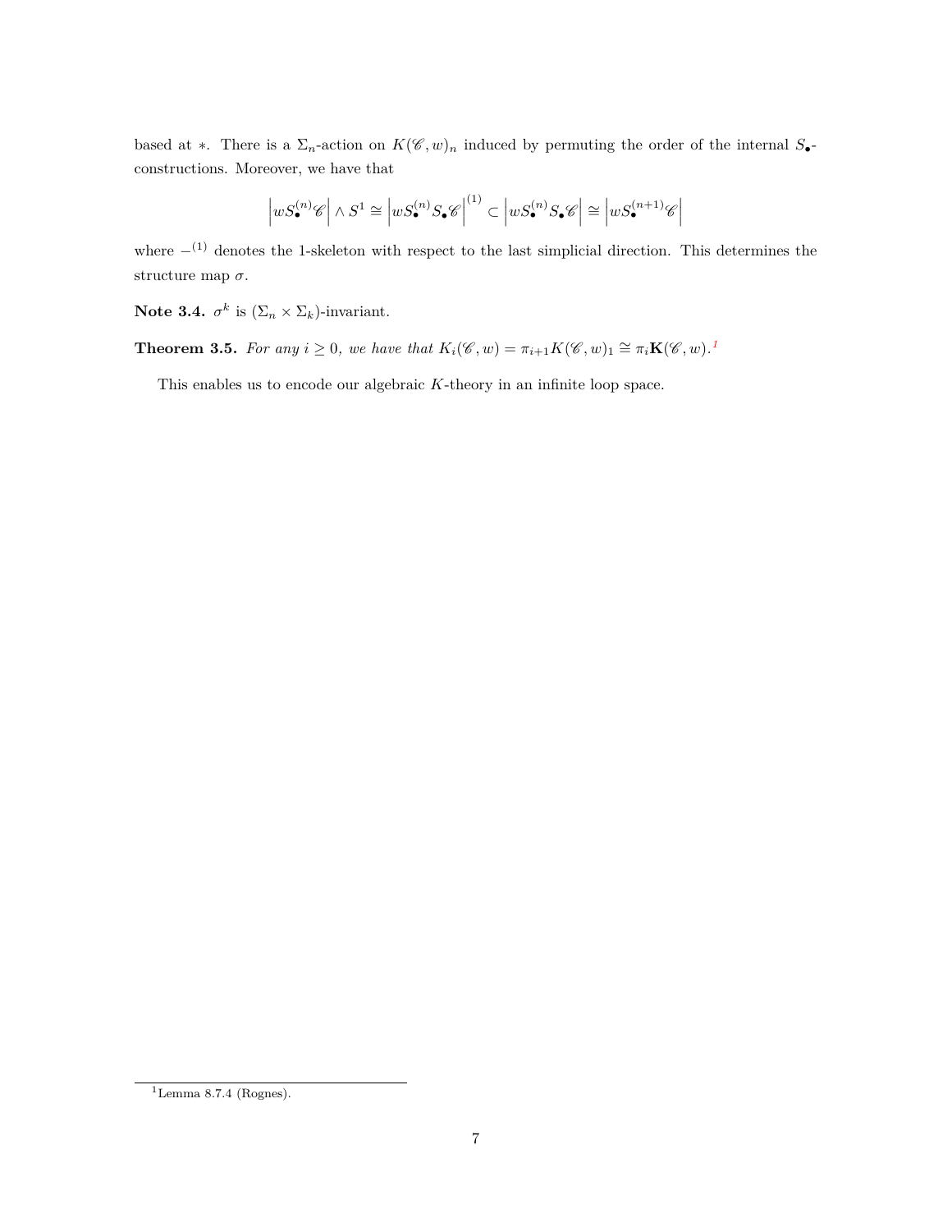based at $*$. There is a $\Sigma_n$-action on $K(\mathscr{C}, w)_n$ induced by permuting the order of the internal $S_\bullet$-constructions. Moreover, we have that

$$\left|wS_\bullet^{(n)}\mathscr{C}\right| \wedge S^1 \cong \left|wS_\bullet^{(n)}S_\bullet\mathscr{C}\right|^{(1)} \subset \left|wS_\bullet^{(n)}S_\bullet\mathscr{C}\right| \cong \left|wS_\bullet^{(n+1)}\mathscr{C}\right|$$

where $-^{(1)}$ denotes the 1-skeleton with respect to the last simplicial direction. This determines the structure map $\sigma$.

**Note 3.4.** $\sigma^k$ is $(\Sigma_n \times \Sigma_k)$-invariant.

**Theorem 3.5.** *For any $i \geq 0$, we have that $K_i(\mathscr{C}, w) = \pi_{i+1}K(\mathscr{C}, w)_1 \cong \pi_i\mathbf{K}(\mathscr{C}, w)$.*[1]

This enables us to encode our algebraic $K$-theory in an infinite loop space.

[1] Lemma 8.7.4 (Rognes).